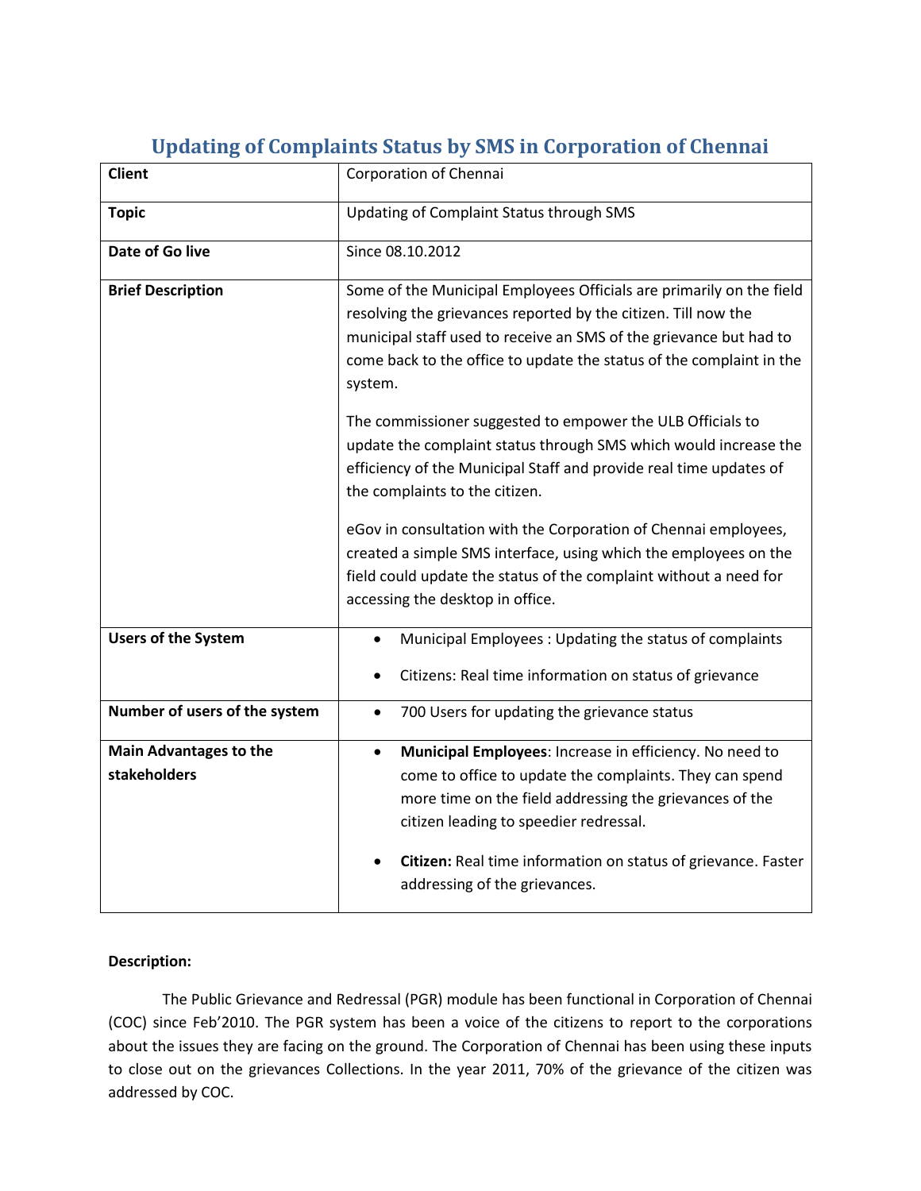# Updating of Complaints Status by SMS in Corporation of Chennai

| **Client** | Corporation of Chennai |
|---|---|
| **Topic** | Updating of Complaint Status through SMS |
| **Date of Go live** | Since 08.10.2012 |
| **Brief Description** | Some of the Municipal Employees Officials are primarily on the field resolving the grievances reported by the citizen. Till now the municipal staff used to receive an SMS of the grievance but had to come back to the office to update the status of the complaint in the system.<br><br>The commissioner suggested to empower the ULB Officials to update the complaint status through SMS which would increase the efficiency of the Municipal Staff and provide real time updates of the complaints to the citizen.<br><br>eGov in consultation with the Corporation of Chennai employees, created a simple SMS interface, using which the employees on the field could update the status of the complaint without a need for accessing the desktop in office. |
| **Users of the System** | • Municipal Employees : Updating the status of complaints<br>• Citizens: Real time information on status of grievance |
| **Number of users of the system** | • 700 Users for updating the grievance status |
| **Main Advantages to the stakeholders** | • **Municipal Employees**: Increase in efficiency. No need to come to office to update the complaints. They can spend more time on the field addressing the grievances of the citizen leading to speedier redressal.<br>• **Citizen:** Real time information on status of grievance. Faster addressing of the grievances. |

**Description:**

The Public Grievance and Redressal (PGR) module has been functional in Corporation of Chennai (COC) since Feb'2010. The PGR system has been a voice of the citizens to report to the corporations about the issues they are facing on the ground. The Corporation of Chennai has been using these inputs to close out on the grievances Collections. In the year 2011, 70% of the grievance of the citizen was addressed by COC.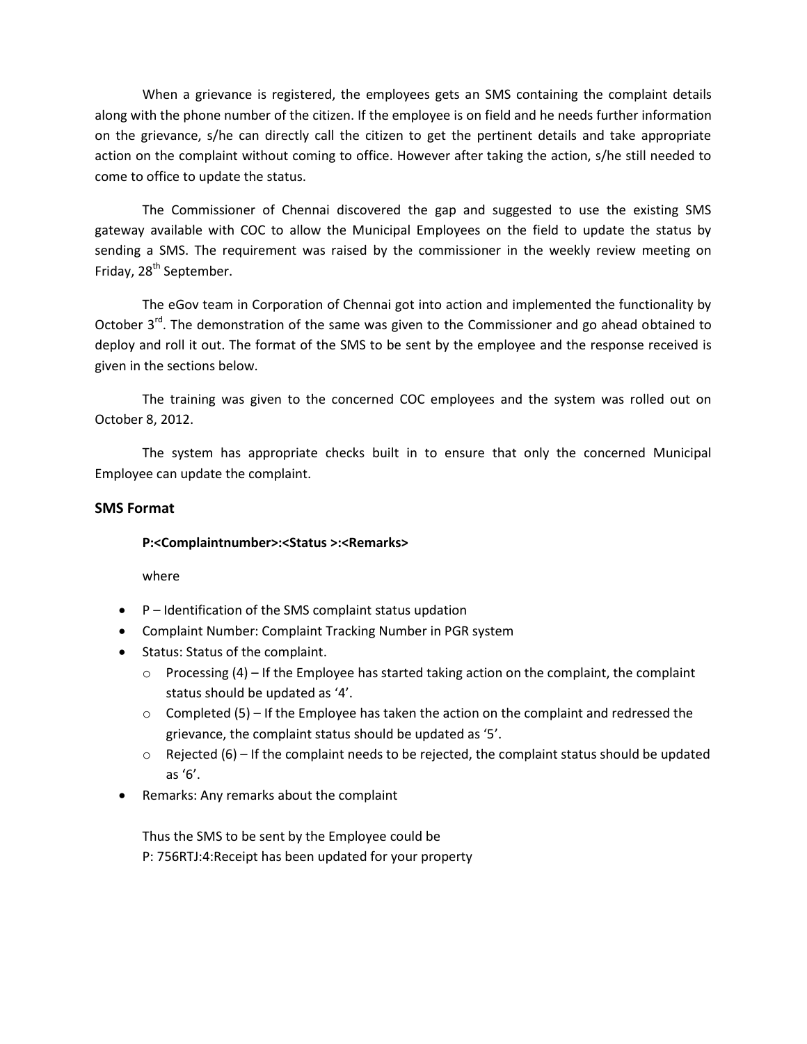When a grievance is registered, the employees gets an SMS containing the complaint details along with the phone number of the citizen. If the employee is on field and he needs further information on the grievance, s/he can directly call the citizen to get the pertinent details and take appropriate action on the complaint without coming to office. However after taking the action, s/he still needed to come to office to update the status.

The Commissioner of Chennai discovered the gap and suggested to use the existing SMS gateway available with COC to allow the Municipal Employees on the field to update the status by sending a SMS. The requirement was raised by the commissioner in the weekly review meeting on Friday, 28th September.

The eGov team in Corporation of Chennai got into action and implemented the functionality by October 3rd. The demonstration of the same was given to the Commissioner and go ahead obtained to deploy and roll it out. The format of the SMS to be sent by the employee and the response received is given in the sections below.

The training was given to the concerned COC employees and the system was rolled out on October 8, 2012.

The system has appropriate checks built in to ensure that only the concerned Municipal Employee can update the complaint.

### SMS Format

**P:<Complaintnumber>:<Status >:<Remarks>**

where

- P – Identification of the SMS complaint status updation
- Complaint Number: Complaint Tracking Number in PGR system
- Status: Status of the complaint.
  - Processing (4) – If the Employee has started taking action on the complaint, the complaint status should be updated as '4'.
  - Completed (5) – If the Employee has taken the action on the complaint and redressed the grievance, the complaint status should be updated as '5'.
  - Rejected (6) – If the complaint needs to be rejected, the complaint status should be updated as '6'.
- Remarks: Any remarks about the complaint

Thus the SMS to be sent by the Employee could be
P: 756RTJ:4:Receipt has been updated for your property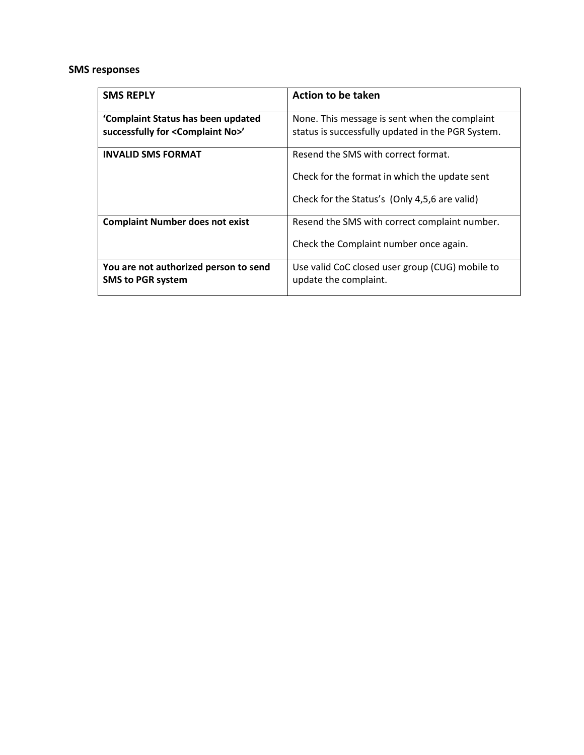**SMS responses**

| SMS REPLY | Action to be taken |
|---|---|
| **'Complaint Status has been updated successfully for <Complaint No>'** | None. This message is sent when the complaint status is successfully updated in the PGR System. |
| **INVALID SMS FORMAT** | Resend the SMS with correct format.<br><br>Check for the format in which the update sent<br><br>Check for the Status's (Only 4,5,6 are valid) |
| **Complaint Number does not exist** | Resend the SMS with correct complaint number.<br><br>Check the Complaint number once again. |
| **You are not authorized person to send SMS to PGR system** | Use valid CoC closed user group (CUG) mobile to update the complaint. |